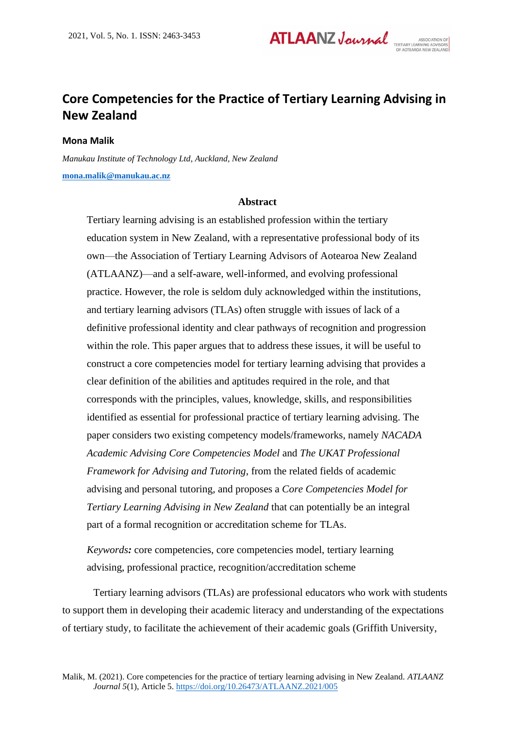# Core Competencies for the Practice of Tertiary Learning Advising in New Zealand

**Mona Malik**

*Manukau Institute of Technology Ltd, Auckland, New Zealand*

mona.malik@manukau.ac.nz

## Abstract

Tertiary learning advising is an established profession within the tertiary education system in New Zealand, with a representative professional body of its own—the Association of Tertiary Learning Advisors of Aotearoa New Zealand (ATLAANZ)—and a self-aware, well-informed, and evolving professional practice. However, the role is seldom duly acknowledged within the institutions, and tertiary learning advisors (TLAs) often struggle with issues of lack of a definitive professional identity and clear pathways of recognition and progression within the role. This paper argues that to address these issues, it will be useful to construct a core competencies model for tertiary learning advising that provides a clear definition of the abilities and aptitudes required in the role, and that corresponds with the principles, values, knowledge, skills, and responsibilities identified as essential for professional practice of tertiary learning advising. The paper considers two existing competency models/frameworks, namely *NACADA Academic Advising Core Competencies Model* and *The UKAT Professional Framework for Advising and Tutoring*, from the related fields of academic advising and personal tutoring, and proposes a *Core Competencies Model for Tertiary Learning Advising in New Zealand* that can potentially be an integral part of a formal recognition or accreditation scheme for TLAs.

*Keywords:* core competencies, core competencies model, tertiary learning advising, professional practice, recognition/accreditation scheme

Tertiary learning advisors (TLAs) are professional educators who work with students to support them in developing their academic literacy and understanding of the expectations of tertiary study, to facilitate the achievement of their academic goals (Griffith University,

Malik, M. (2021). Core competencies for the practice of tertiary learning advising in New Zealand. *ATLAANZ Journal 5*(1), Article 5. https://doi.org/10.26473/ATLAANZ.2021/005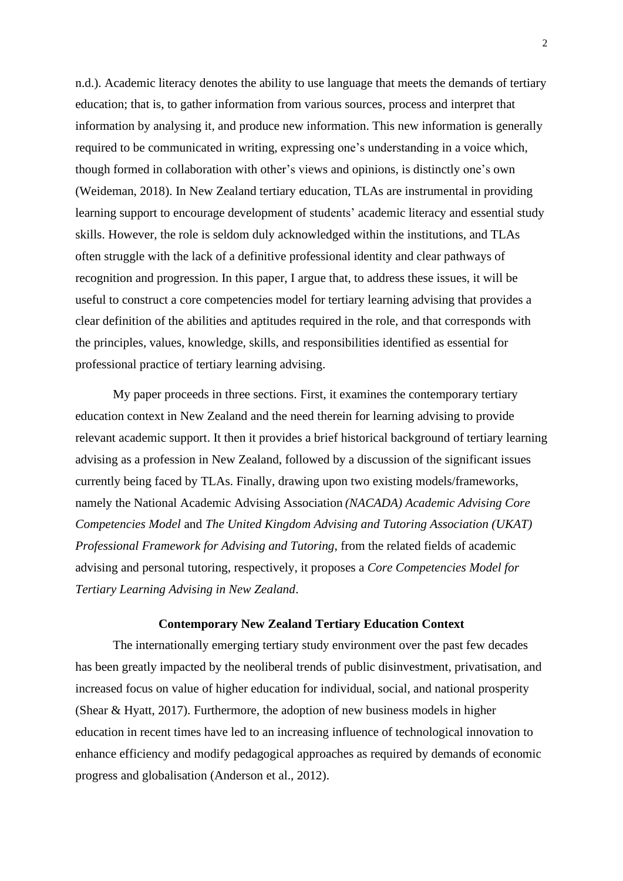n.d.). Academic literacy denotes the ability to use language that meets the demands of tertiary education; that is, to gather information from various sources, process and interpret that information by analysing it, and produce new information. This new information is generally required to be communicated in writing, expressing one's understanding in a voice which, though formed in collaboration with other's views and opinions, is distinctly one's own (Weideman, 2018). In New Zealand tertiary education, TLAs are instrumental in providing learning support to encourage development of students' academic literacy and essential study skills. However, the role is seldom duly acknowledged within the institutions, and TLAs often struggle with the lack of a definitive professional identity and clear pathways of recognition and progression. In this paper, I argue that, to address these issues, it will be useful to construct a core competencies model for tertiary learning advising that provides a clear definition of the abilities and aptitudes required in the role, and that corresponds with the principles, values, knowledge, skills, and responsibilities identified as essential for professional practice of tertiary learning advising.

My paper proceeds in three sections. First, it examines the contemporary tertiary education context in New Zealand and the need therein for learning advising to provide relevant academic support. It then it provides a brief historical background of tertiary learning advising as a profession in New Zealand, followed by a discussion of the significant issues currently being faced by TLAs. Finally, drawing upon two existing models/frameworks, namely the National Academic Advising Association *(NACADA) Academic Advising Core Competencies Model* and *The United Kingdom Advising and Tutoring Association (UKAT) Professional Framework for Advising and Tutoring*, from the related fields of academic advising and personal tutoring, respectively, it proposes a *Core Competencies Model for Tertiary Learning Advising in New Zealand*.

## Contemporary New Zealand Tertiary Education Context

The internationally emerging tertiary study environment over the past few decades has been greatly impacted by the neoliberal trends of public disinvestment, privatisation, and increased focus on value of higher education for individual, social, and national prosperity (Shear & Hyatt, 2017). Furthermore, the adoption of new business models in higher education in recent times have led to an increasing influence of technological innovation to enhance efficiency and modify pedagogical approaches as required by demands of economic progress and globalisation (Anderson et al., 2012).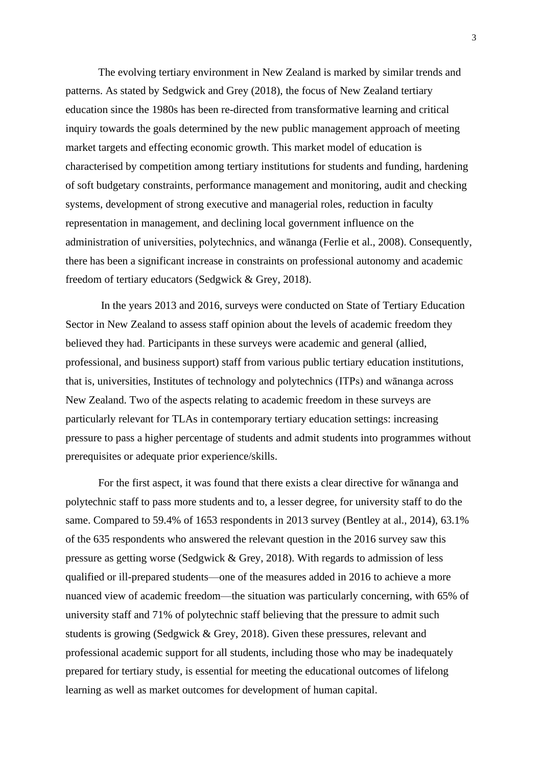The evolving tertiary environment in New Zealand is marked by similar trends and patterns. As stated by Sedgwick and Grey (2018), the focus of New Zealand tertiary education since the 1980s has been re-directed from transformative learning and critical inquiry towards the goals determined by the new public management approach of meeting market targets and effecting economic growth. This market model of education is characterised by competition among tertiary institutions for students and funding, hardening of soft budgetary constraints, performance management and monitoring, audit and checking systems, development of strong executive and managerial roles, reduction in faculty representation in management, and declining local government influence on the administration of universities, polytechnics, and wānanga (Ferlie et al., 2008). Consequently, there has been a significant increase in constraints on professional autonomy and academic freedom of tertiary educators (Sedgwick & Grey, 2018).

In the years 2013 and 2016, surveys were conducted on State of Tertiary Education Sector in New Zealand to assess staff opinion about the levels of academic freedom they believed they had. Participants in these surveys were academic and general (allied, professional, and business support) staff from various public tertiary education institutions, that is, universities, Institutes of technology and polytechnics (ITPs) and wānanga across New Zealand. Two of the aspects relating to academic freedom in these surveys are particularly relevant for TLAs in contemporary tertiary education settings: increasing pressure to pass a higher percentage of students and admit students into programmes without prerequisites or adequate prior experience/skills.

For the first aspect, it was found that there exists a clear directive for wānanga and polytechnic staff to pass more students and to, a lesser degree, for university staff to do the same. Compared to 59.4% of 1653 respondents in 2013 survey (Bentley at al., 2014), 63.1% of the 635 respondents who answered the relevant question in the 2016 survey saw this pressure as getting worse (Sedgwick & Grey, 2018). With regards to admission of less qualified or ill-prepared students—one of the measures added in 2016 to achieve a more nuanced view of academic freedom—the situation was particularly concerning, with 65% of university staff and 71% of polytechnic staff believing that the pressure to admit such students is growing (Sedgwick & Grey, 2018). Given these pressures, relevant and professional academic support for all students, including those who may be inadequately prepared for tertiary study, is essential for meeting the educational outcomes of lifelong learning as well as market outcomes for development of human capital.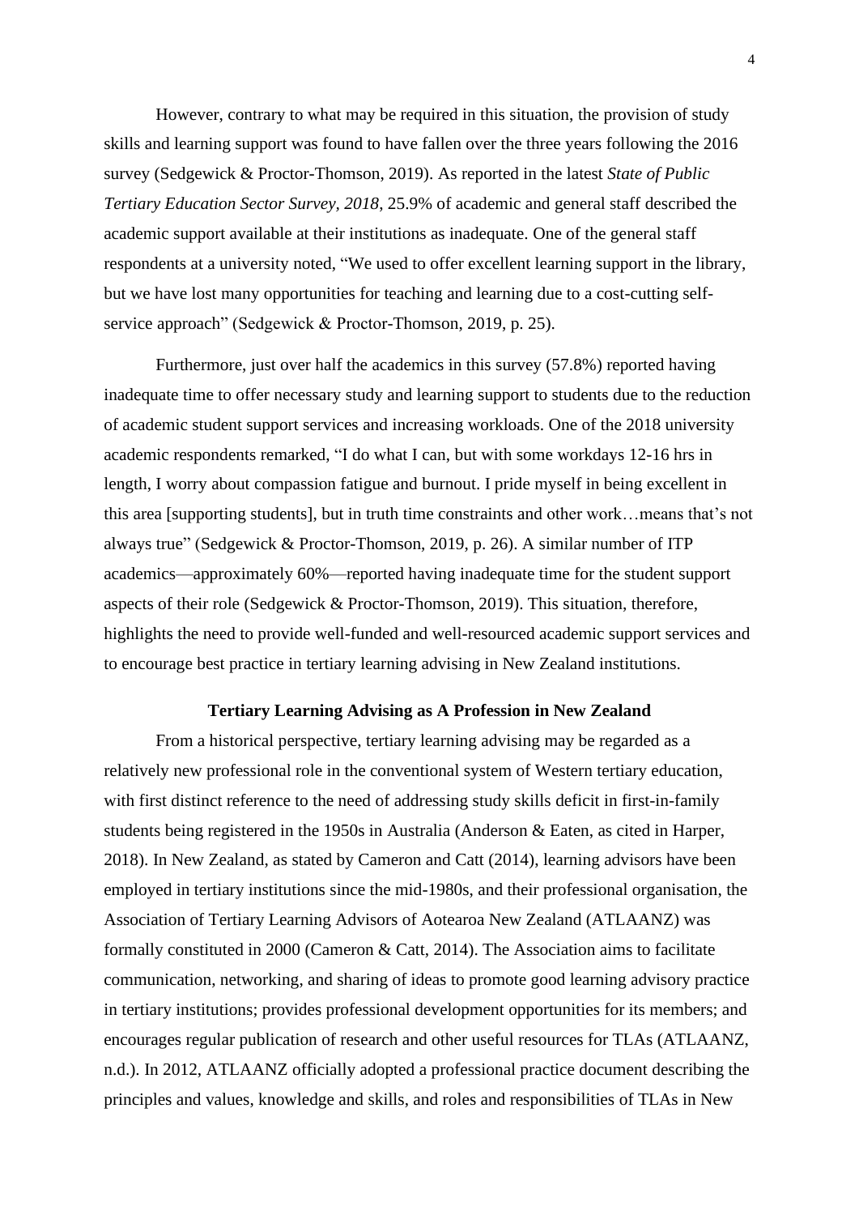However, contrary to what may be required in this situation, the provision of study skills and learning support was found to have fallen over the three years following the 2016 survey (Sedgewick & Proctor-Thomson, 2019). As reported in the latest *State of Public Tertiary Education Sector Survey, 2018*, 25.9% of academic and general staff described the academic support available at their institutions as inadequate. One of the general staff respondents at a university noted, "We used to offer excellent learning support in the library, but we have lost many opportunities for teaching and learning due to a cost-cutting self-service approach" (Sedgewick & Proctor-Thomson, 2019, p. 25).

Furthermore, just over half the academics in this survey (57.8%) reported having inadequate time to offer necessary study and learning support to students due to the reduction of academic student support services and increasing workloads. One of the 2018 university academic respondents remarked, "I do what I can, but with some workdays 12-16 hrs in length, I worry about compassion fatigue and burnout. I pride myself in being excellent in this area [supporting students], but in truth time constraints and other work…means that's not always true" (Sedgewick & Proctor-Thomson, 2019, p. 26). A similar number of ITP academics—approximately 60%—reported having inadequate time for the student support aspects of their role (Sedgewick & Proctor-Thomson, 2019). This situation, therefore, highlights the need to provide well-funded and well-resourced academic support services and to encourage best practice in tertiary learning advising in New Zealand institutions.

## Tertiary Learning Advising as A Profession in New Zealand

From a historical perspective, tertiary learning advising may be regarded as a relatively new professional role in the conventional system of Western tertiary education, with first distinct reference to the need of addressing study skills deficit in first-in-family students being registered in the 1950s in Australia (Anderson & Eaten, as cited in Harper, 2018). In New Zealand, as stated by Cameron and Catt (2014), learning advisors have been employed in tertiary institutions since the mid-1980s, and their professional organisation, the Association of Tertiary Learning Advisors of Aotearoa New Zealand (ATLAANZ) was formally constituted in 2000 (Cameron & Catt, 2014). The Association aims to facilitate communication, networking, and sharing of ideas to promote good learning advisory practice in tertiary institutions; provides professional development opportunities for its members; and encourages regular publication of research and other useful resources for TLAs (ATLAANZ, n.d.). In 2012, ATLAANZ officially adopted a professional practice document describing the principles and values, knowledge and skills, and roles and responsibilities of TLAs in New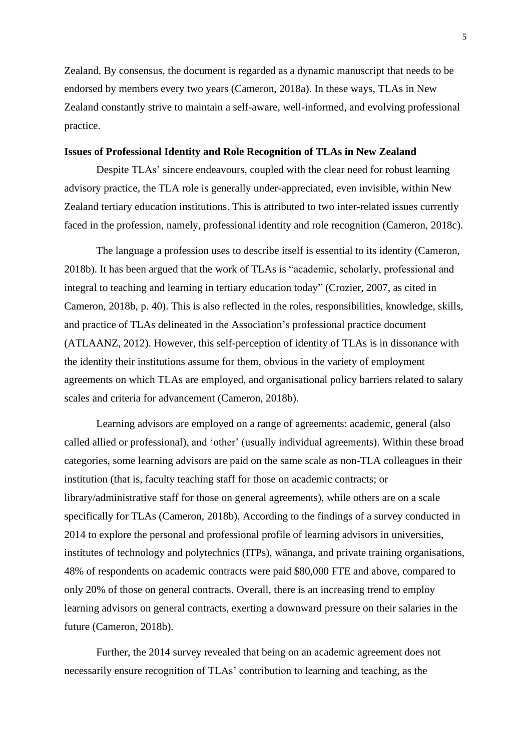Zealand. By consensus, the document is regarded as a dynamic manuscript that needs to be endorsed by members every two years (Cameron, 2018a). In these ways, TLAs in New Zealand constantly strive to maintain a self-aware, well-informed, and evolving professional practice.

**Issues of Professional Identity and Role Recognition of TLAs in New Zealand**

Despite TLAs' sincere endeavours, coupled with the clear need for robust learning advisory practice, the TLA role is generally under-appreciated, even invisible, within New Zealand tertiary education institutions. This is attributed to two inter-related issues currently faced in the profession, namely, professional identity and role recognition (Cameron, 2018c).

The language a profession uses to describe itself is essential to its identity (Cameron, 2018b). It has been argued that the work of TLAs is "academic, scholarly, professional and integral to teaching and learning in tertiary education today" (Crozier, 2007, as cited in Cameron, 2018b, p. 40). This is also reflected in the roles, responsibilities, knowledge, skills, and practice of TLAs delineated in the Association's professional practice document (ATLAANZ, 2012). However, this self-perception of identity of TLAs is in dissonance with the identity their institutions assume for them, obvious in the variety of employment agreements on which TLAs are employed, and organisational policy barriers related to salary scales and criteria for advancement (Cameron, 2018b).

Learning advisors are employed on a range of agreements: academic, general (also called allied or professional), and 'other' (usually individual agreements). Within these broad categories, some learning advisors are paid on the same scale as non-TLA colleagues in their institution (that is, faculty teaching staff for those on academic contracts; or library/administrative staff for those on general agreements), while others are on a scale specifically for TLAs (Cameron, 2018b). According to the findings of a survey conducted in 2014 to explore the personal and professional profile of learning advisors in universities, institutes of technology and polytechnics (ITPs), wānanga, and private training organisations, 48% of respondents on academic contracts were paid $80,000 FTE and above, compared to only 20% of those on general contracts. Overall, there is an increasing trend to employ learning advisors on general contracts, exerting a downward pressure on their salaries in the future (Cameron, 2018b).

Further, the 2014 survey revealed that being on an academic agreement does not necessarily ensure recognition of TLAs' contribution to learning and teaching, as the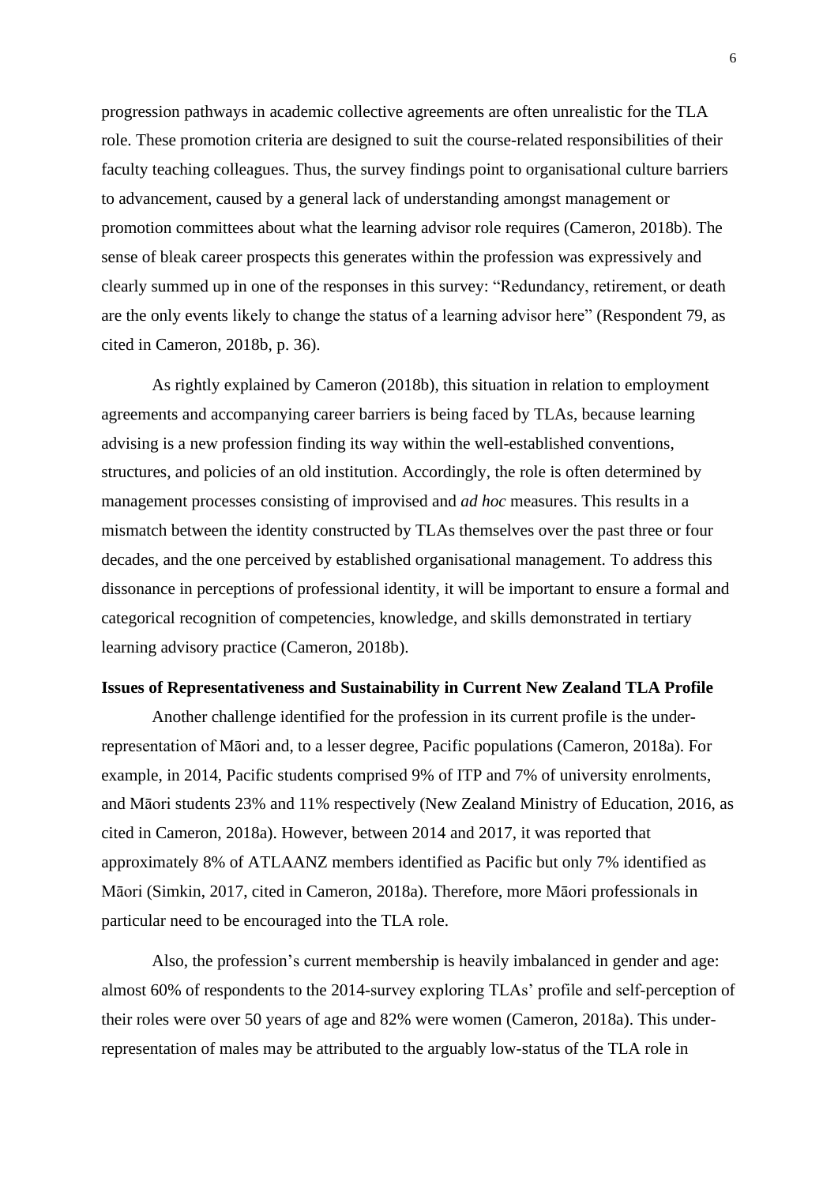progression pathways in academic collective agreements are often unrealistic for the TLA role. These promotion criteria are designed to suit the course-related responsibilities of their faculty teaching colleagues. Thus, the survey findings point to organisational culture barriers to advancement, caused by a general lack of understanding amongst management or promotion committees about what the learning advisor role requires (Cameron, 2018b). The sense of bleak career prospects this generates within the profession was expressively and clearly summed up in one of the responses in this survey: "Redundancy, retirement, or death are the only events likely to change the status of a learning advisor here" (Respondent 79, as cited in Cameron, 2018b, p. 36).

As rightly explained by Cameron (2018b), this situation in relation to employment agreements and accompanying career barriers is being faced by TLAs, because learning advising is a new profession finding its way within the well-established conventions, structures, and policies of an old institution. Accordingly, the role is often determined by management processes consisting of improvised and *ad hoc* measures. This results in a mismatch between the identity constructed by TLAs themselves over the past three or four decades, and the one perceived by established organisational management. To address this dissonance in perceptions of professional identity, it will be important to ensure a formal and categorical recognition of competencies, knowledge, and skills demonstrated in tertiary learning advisory practice (Cameron, 2018b).

**Issues of Representativeness and Sustainability in Current New Zealand TLA Profile**

Another challenge identified for the profession in its current profile is the under-representation of Māori and, to a lesser degree, Pacific populations (Cameron, 2018a). For example, in 2014, Pacific students comprised 9% of ITP and 7% of university enrolments, and Māori students 23% and 11% respectively (New Zealand Ministry of Education, 2016, as cited in Cameron, 2018a). However, between 2014 and 2017, it was reported that approximately 8% of ATLAANZ members identified as Pacific but only 7% identified as Māori (Simkin, 2017, cited in Cameron, 2018a). Therefore, more Māori professionals in particular need to be encouraged into the TLA role.

Also, the profession's current membership is heavily imbalanced in gender and age: almost 60% of respondents to the 2014-survey exploring TLAs' profile and self-perception of their roles were over 50 years of age and 82% were women (Cameron, 2018a). This under-representation of males may be attributed to the arguably low-status of the TLA role in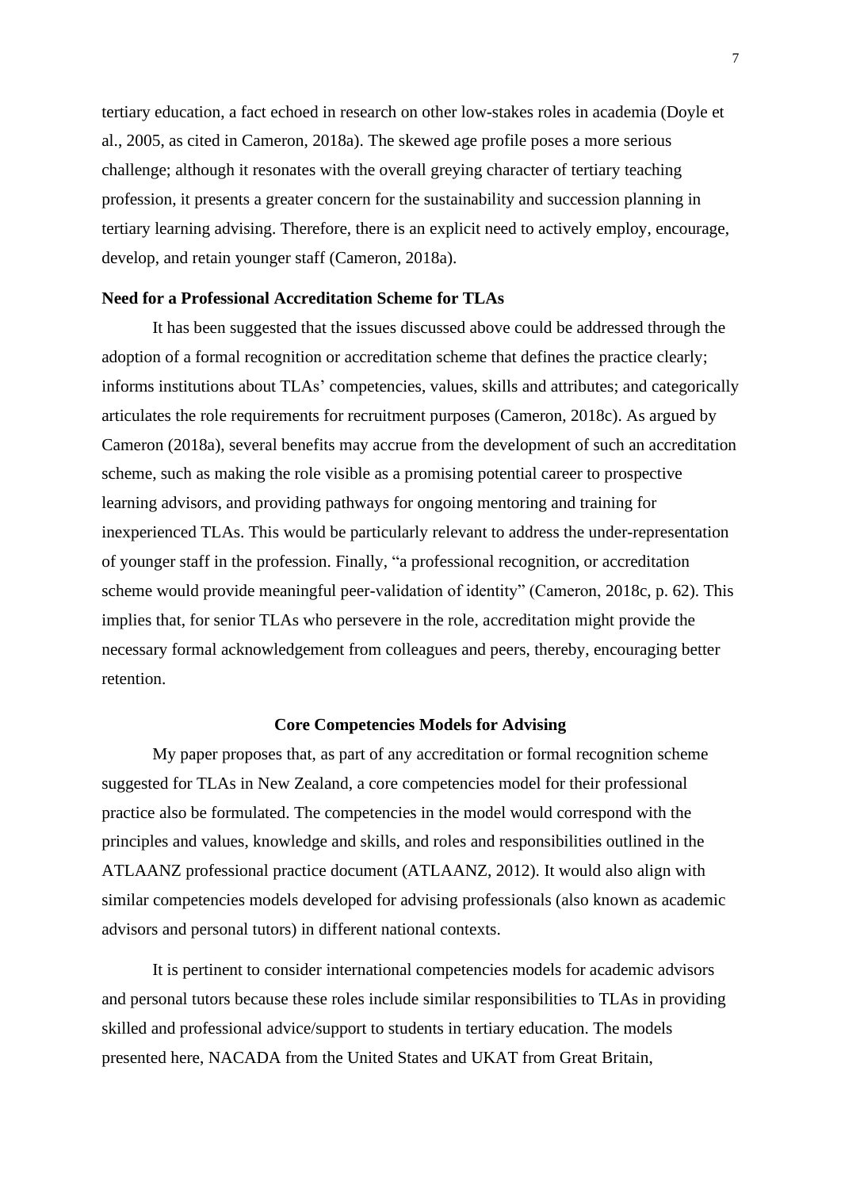tertiary education, a fact echoed in research on other low-stakes roles in academia (Doyle et al., 2005, as cited in Cameron, 2018a). The skewed age profile poses a more serious challenge; although it resonates with the overall greying character of tertiary teaching profession, it presents a greater concern for the sustainability and succession planning in tertiary learning advising. Therefore, there is an explicit need to actively employ, encourage, develop, and retain younger staff (Cameron, 2018a).

### Need for a Professional Accreditation Scheme for TLAs

It has been suggested that the issues discussed above could be addressed through the adoption of a formal recognition or accreditation scheme that defines the practice clearly; informs institutions about TLAs' competencies, values, skills and attributes; and categorically articulates the role requirements for recruitment purposes (Cameron, 2018c). As argued by Cameron (2018a), several benefits may accrue from the development of such an accreditation scheme, such as making the role visible as a promising potential career to prospective learning advisors, and providing pathways for ongoing mentoring and training for inexperienced TLAs. This would be particularly relevant to address the under-representation of younger staff in the profession. Finally, "a professional recognition, or accreditation scheme would provide meaningful peer-validation of identity" (Cameron, 2018c, p. 62). This implies that, for senior TLAs who persevere in the role, accreditation might provide the necessary formal acknowledgement from colleagues and peers, thereby, encouraging better retention.

## Core Competencies Models for Advising

My paper proposes that, as part of any accreditation or formal recognition scheme suggested for TLAs in New Zealand, a core competencies model for their professional practice also be formulated. The competencies in the model would correspond with the principles and values, knowledge and skills, and roles and responsibilities outlined in the ATLAANZ professional practice document (ATLAANZ, 2012). It would also align with similar competencies models developed for advising professionals (also known as academic advisors and personal tutors) in different national contexts.

It is pertinent to consider international competencies models for academic advisors and personal tutors because these roles include similar responsibilities to TLAs in providing skilled and professional advice/support to students in tertiary education. The models presented here, NACADA from the United States and UKAT from Great Britain,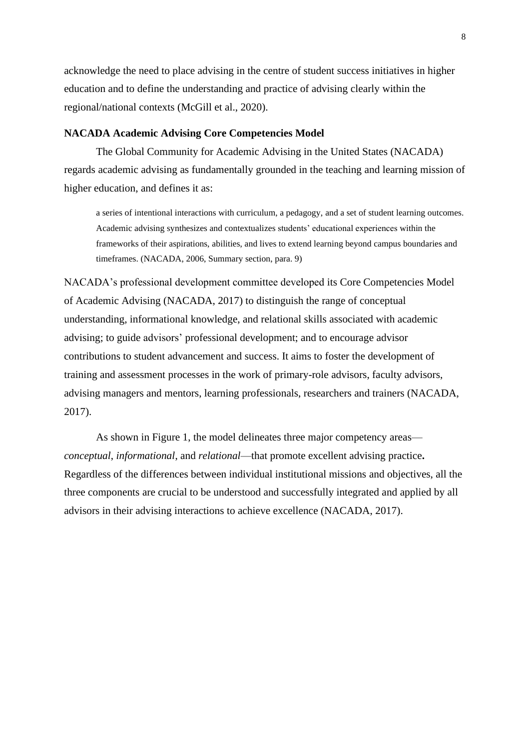acknowledge the need to place advising in the centre of student success initiatives in higher education and to define the understanding and practice of advising clearly within the regional/national contexts (McGill et al., 2020).

### NACADA Academic Advising Core Competencies Model

The Global Community for Academic Advising in the United States (NACADA) regards academic advising as fundamentally grounded in the teaching and learning mission of higher education, and defines it as:

> a series of intentional interactions with curriculum, a pedagogy, and a set of student learning outcomes. Academic advising synthesizes and contextualizes students' educational experiences within the frameworks of their aspirations, abilities, and lives to extend learning beyond campus boundaries and timeframes. (NACADA, 2006, Summary section, para. 9)

NACADA's professional development committee developed its Core Competencies Model of Academic Advising (NACADA, 2017) to distinguish the range of conceptual understanding, informational knowledge, and relational skills associated with academic advising; to guide advisors' professional development; and to encourage advisor contributions to student advancement and success. It aims to foster the development of training and assessment processes in the work of primary-role advisors, faculty advisors, advising managers and mentors, learning professionals, researchers and trainers (NACADA, 2017).

As shown in Figure 1, the model delineates three major competency areas—*conceptual*, *informational*, and *relational*—that promote excellent advising practice**.** Regardless of the differences between individual institutional missions and objectives, all the three components are crucial to be understood and successfully integrated and applied by all advisors in their advising interactions to achieve excellence (NACADA, 2017).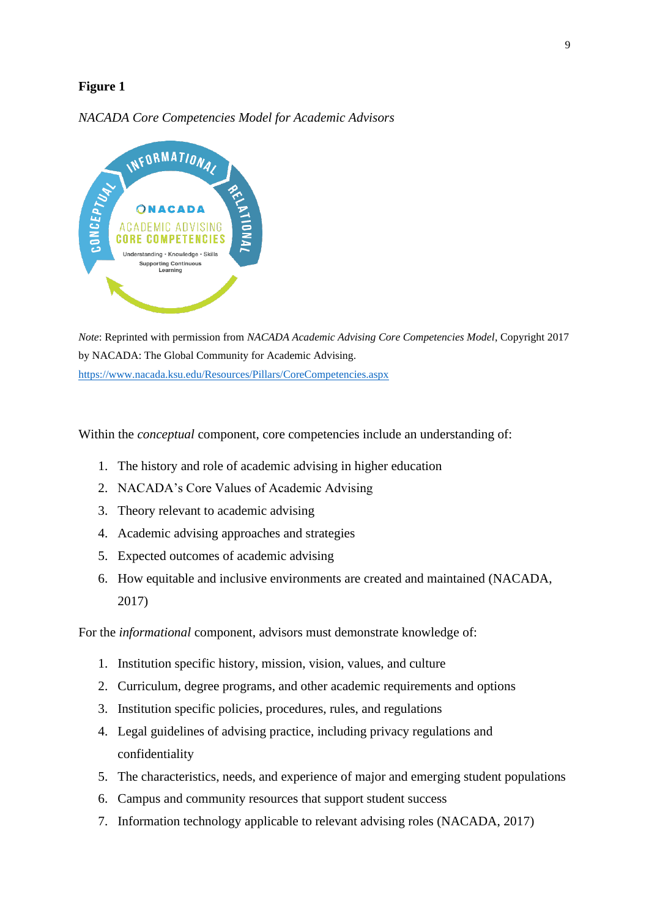**Figure 1**

*NACADA Core Competencies Model for Academic Advisors*

*Note*: Reprinted with permission from *NACADA Academic Advising Core Competencies Model*, Copyright 2017 by NACADA: The Global Community for Academic Advising. https://www.nacada.ksu.edu/Resources/Pillars/CoreCompetencies.aspx

Within the *conceptual* component, core competencies include an understanding of:

1. The history and role of academic advising in higher education
2. NACADA's Core Values of Academic Advising
3. Theory relevant to academic advising
4. Academic advising approaches and strategies
5. Expected outcomes of academic advising
6. How equitable and inclusive environments are created and maintained (NACADA, 2017)

For the *informational* component, advisors must demonstrate knowledge of:

1. Institution specific history, mission, vision, values, and culture
2. Curriculum, degree programs, and other academic requirements and options
3. Institution specific policies, procedures, rules, and regulations
4. Legal guidelines of advising practice, including privacy regulations and confidentiality
5. The characteristics, needs, and experience of major and emerging student populations
6. Campus and community resources that support student success
7. Information technology applicable to relevant advising roles (NACADA, 2017)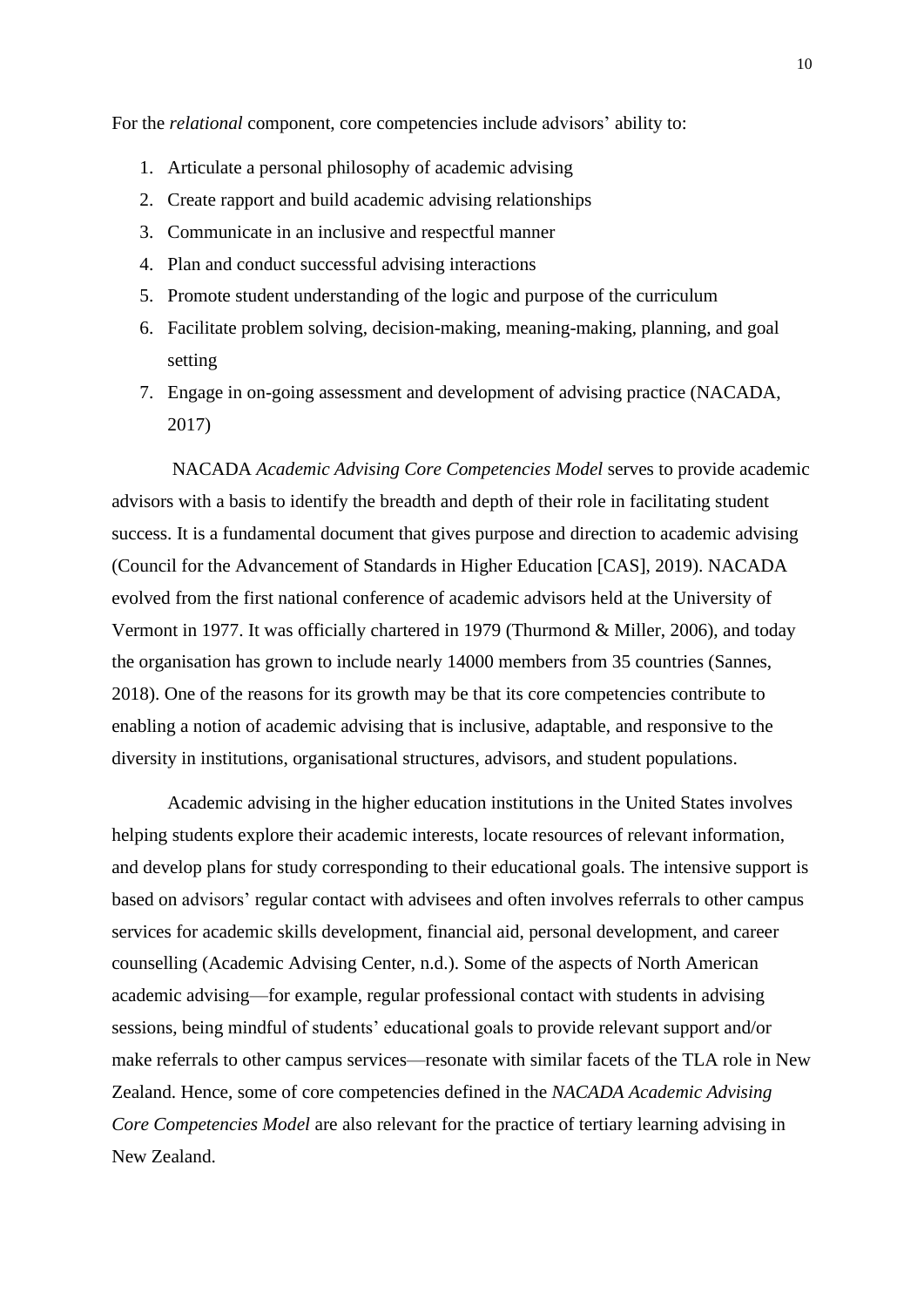For the *relational* component, core competencies include advisors' ability to:

1. Articulate a personal philosophy of academic advising
2. Create rapport and build academic advising relationships
3. Communicate in an inclusive and respectful manner
4. Plan and conduct successful advising interactions
5. Promote student understanding of the logic and purpose of the curriculum
6. Facilitate problem solving, decision-making, meaning-making, planning, and goal setting
7. Engage in on-going assessment and development of advising practice (NACADA, 2017)

NACADA *Academic Advising Core Competencies Model* serves to provide academic advisors with a basis to identify the breadth and depth of their role in facilitating student success. It is a fundamental document that gives purpose and direction to academic advising (Council for the Advancement of Standards in Higher Education [CAS], 2019). NACADA evolved from the first national conference of academic advisors held at the University of Vermont in 1977. It was officially chartered in 1979 (Thurmond & Miller, 2006), and today the organisation has grown to include nearly 14000 members from 35 countries (Sannes, 2018). One of the reasons for its growth may be that its core competencies contribute to enabling a notion of academic advising that is inclusive, adaptable, and responsive to the diversity in institutions, organisational structures, advisors, and student populations.

Academic advising in the higher education institutions in the United States involves helping students explore their academic interests, locate resources of relevant information, and develop plans for study corresponding to their educational goals. The intensive support is based on advisors' regular contact with advisees and often involves referrals to other campus services for academic skills development, financial aid, personal development, and career counselling (Academic Advising Center, n.d.). Some of the aspects of North American academic advising—for example, regular professional contact with students in advising sessions, being mindful of students' educational goals to provide relevant support and/or make referrals to other campus services—resonate with similar facets of the TLA role in New Zealand. Hence, some of core competencies defined in the *NACADA Academic Advising Core Competencies Model* are also relevant for the practice of tertiary learning advising in New Zealand.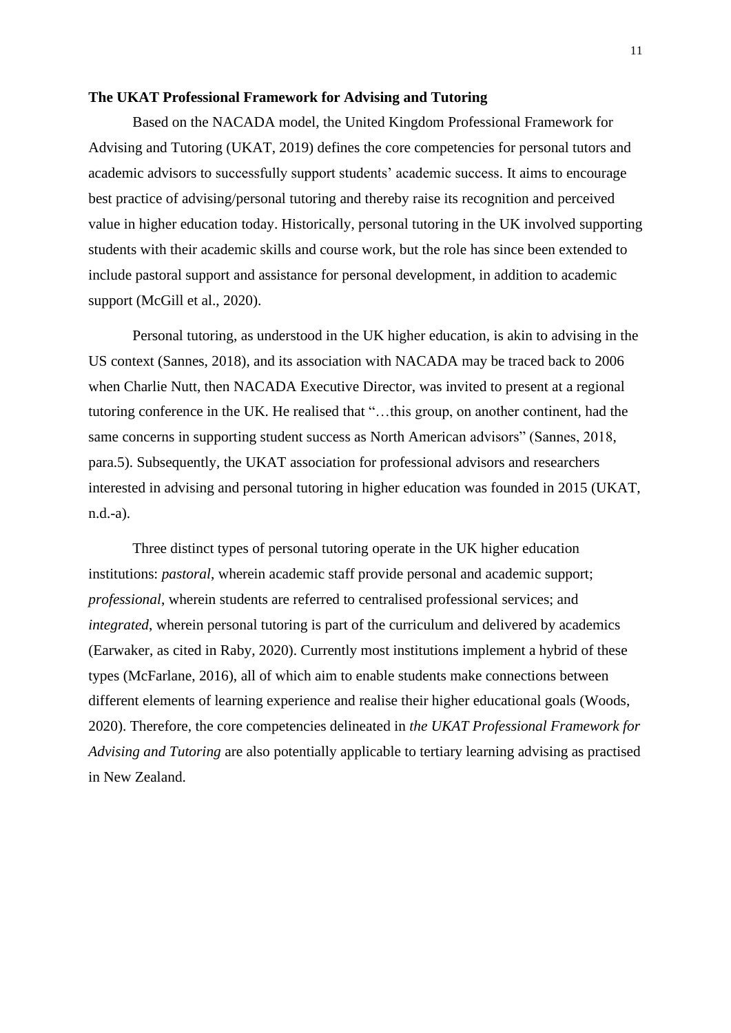**The UKAT Professional Framework for Advising and Tutoring**

Based on the NACADA model, the United Kingdom Professional Framework for Advising and Tutoring (UKAT, 2019) defines the core competencies for personal tutors and academic advisors to successfully support students' academic success. It aims to encourage best practice of advising/personal tutoring and thereby raise its recognition and perceived value in higher education today. Historically, personal tutoring in the UK involved supporting students with their academic skills and course work, but the role has since been extended to include pastoral support and assistance for personal development, in addition to academic support (McGill et al., 2020).

Personal tutoring, as understood in the UK higher education, is akin to advising in the US context (Sannes, 2018), and its association with NACADA may be traced back to 2006 when Charlie Nutt, then NACADA Executive Director, was invited to present at a regional tutoring conference in the UK. He realised that "…this group, on another continent, had the same concerns in supporting student success as North American advisors" (Sannes, 2018, para.5). Subsequently, the UKAT association for professional advisors and researchers interested in advising and personal tutoring in higher education was founded in 2015 (UKAT, n.d.-a).

Three distinct types of personal tutoring operate in the UK higher education institutions: *pastoral*, wherein academic staff provide personal and academic support; *professional*, wherein students are referred to centralised professional services; and *integrated*, wherein personal tutoring is part of the curriculum and delivered by academics (Earwaker, as cited in Raby, 2020). Currently most institutions implement a hybrid of these types (McFarlane, 2016), all of which aim to enable students make connections between different elements of learning experience and realise their higher educational goals (Woods, 2020). Therefore, the core competencies delineated in *the UKAT Professional Framework for Advising and Tutoring* are also potentially applicable to tertiary learning advising as practised in New Zealand.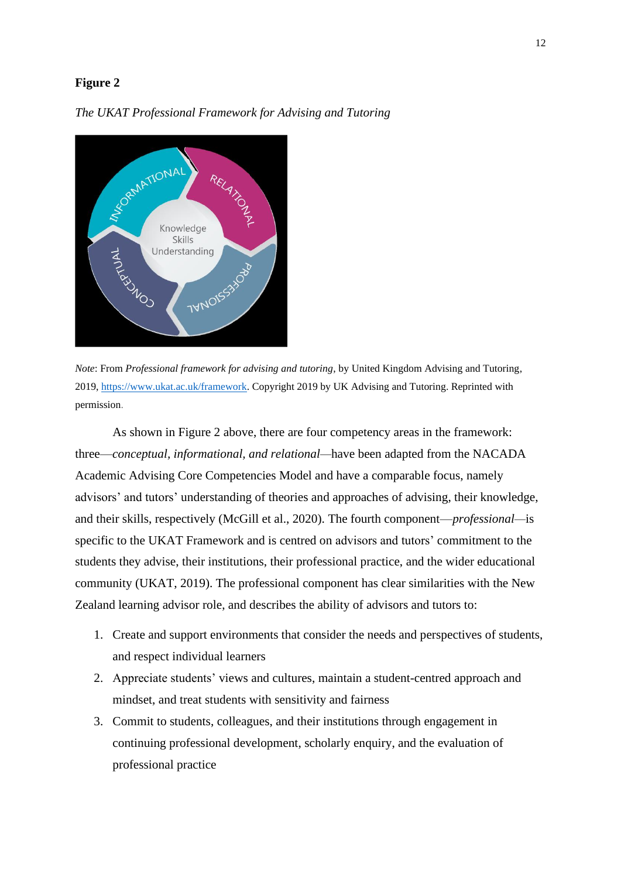**Figure 2**

*The UKAT Professional Framework for Advising and Tutoring*

*Note*: From *Professional framework for advising and tutoring*, by United Kingdom Advising and Tutoring, 2019, [https://www.ukat.ac.uk/framework](https://www.ukat.ac.uk/framework). Copyright 2019 by UK Advising and Tutoring. Reprinted with permission.

As shown in Figure 2 above, there are four competency areas in the framework: three—*conceptual, informational, and relational*—have been adapted from the NACADA Academic Advising Core Competencies Model and have a comparable focus, namely advisors' and tutors' understanding of theories and approaches of advising, their knowledge, and their skills, respectively (McGill et al., 2020). The fourth component—*professional*—is specific to the UKAT Framework and is centred on advisors and tutors' commitment to the students they advise, their institutions, their professional practice, and the wider educational community (UKAT, 2019). The professional component has clear similarities with the New Zealand learning advisor role, and describes the ability of advisors and tutors to:

1. Create and support environments that consider the needs and perspectives of students, and respect individual learners
2. Appreciate students' views and cultures, maintain a student-centred approach and mindset, and treat students with sensitivity and fairness
3. Commit to students, colleagues, and their institutions through engagement in continuing professional development, scholarly enquiry, and the evaluation of professional practice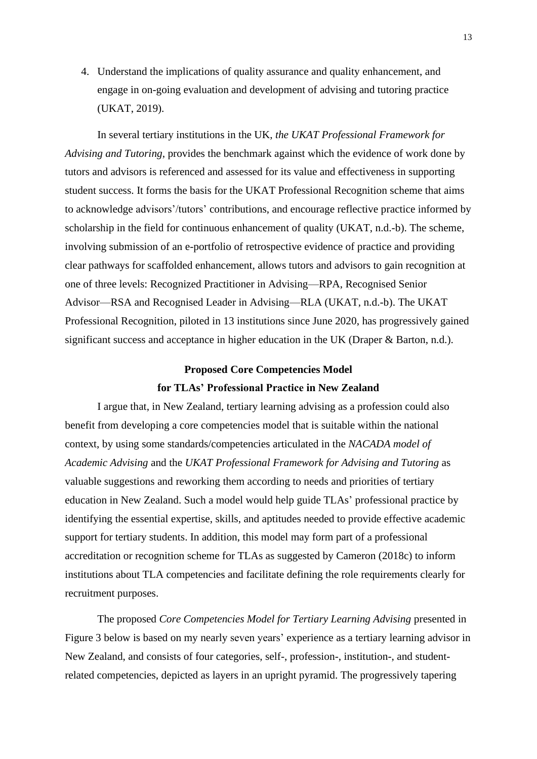4. Understand the implications of quality assurance and quality enhancement, and engage in on-going evaluation and development of advising and tutoring practice (UKAT, 2019).

In several tertiary institutions in the UK, *the UKAT Professional Framework for Advising and Tutoring*, provides the benchmark against which the evidence of work done by tutors and advisors is referenced and assessed for its value and effectiveness in supporting student success. It forms the basis for the UKAT Professional Recognition scheme that aims to acknowledge advisors'/tutors' contributions, and encourage reflective practice informed by scholarship in the field for continuous enhancement of quality (UKAT, n.d.-b). The scheme, involving submission of an e-portfolio of retrospective evidence of practice and providing clear pathways for scaffolded enhancement, allows tutors and advisors to gain recognition at one of three levels: Recognized Practitioner in Advising—RPA, Recognised Senior Advisor—RSA and Recognised Leader in Advising—RLA (UKAT, n.d.-b). The UKAT Professional Recognition, piloted in 13 institutions since June 2020, has progressively gained significant success and acceptance in higher education in the UK (Draper & Barton, n.d.).

## Proposed Core Competencies Model for TLAs' Professional Practice in New Zealand

I argue that, in New Zealand, tertiary learning advising as a profession could also benefit from developing a core competencies model that is suitable within the national context, by using some standards/competencies articulated in the *NACADA model of Academic Advising* and the *UKAT Professional Framework for Advising and Tutoring* as valuable suggestions and reworking them according to needs and priorities of tertiary education in New Zealand. Such a model would help guide TLAs' professional practice by identifying the essential expertise, skills, and aptitudes needed to provide effective academic support for tertiary students. In addition, this model may form part of a professional accreditation or recognition scheme for TLAs as suggested by Cameron (2018c) to inform institutions about TLA competencies and facilitate defining the role requirements clearly for recruitment purposes.

The proposed *Core Competencies Model for Tertiary Learning Advising* presented in Figure 3 below is based on my nearly seven years' experience as a tertiary learning advisor in New Zealand, and consists of four categories, self-, profession-, institution-, and student-related competencies, depicted as layers in an upright pyramid. The progressively tapering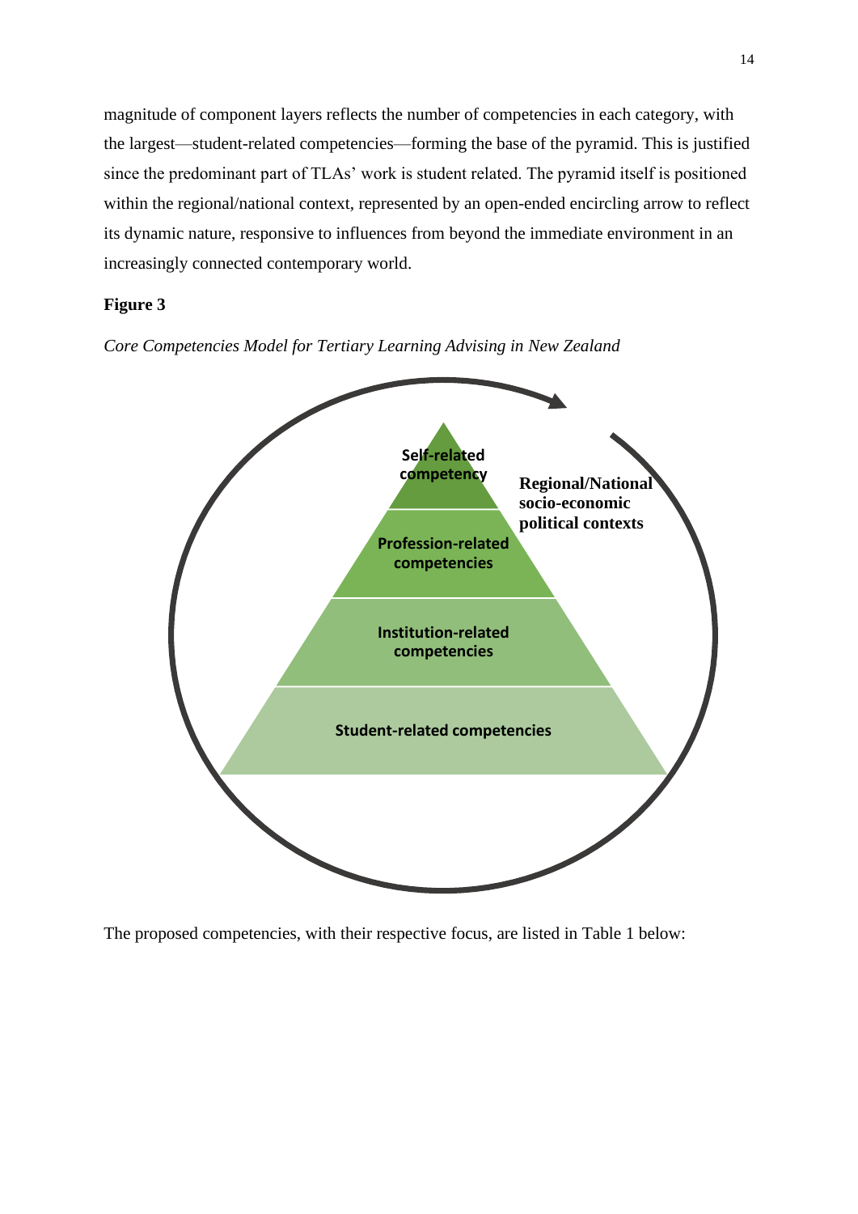magnitude of component layers reflects the number of competencies in each category, with the largest—student-related competencies—forming the base of the pyramid. This is justified since the predominant part of TLAs' work is student related. The pyramid itself is positioned within the regional/national context, represented by an open-ended encircling arrow to reflect its dynamic nature, responsive to influences from beyond the immediate environment in an increasingly connected contemporary world.

**Figure 3**

*Core Competencies Model for Tertiary Learning Advising in New Zealand*

The proposed competencies, with their respective focus, are listed in Table 1 below: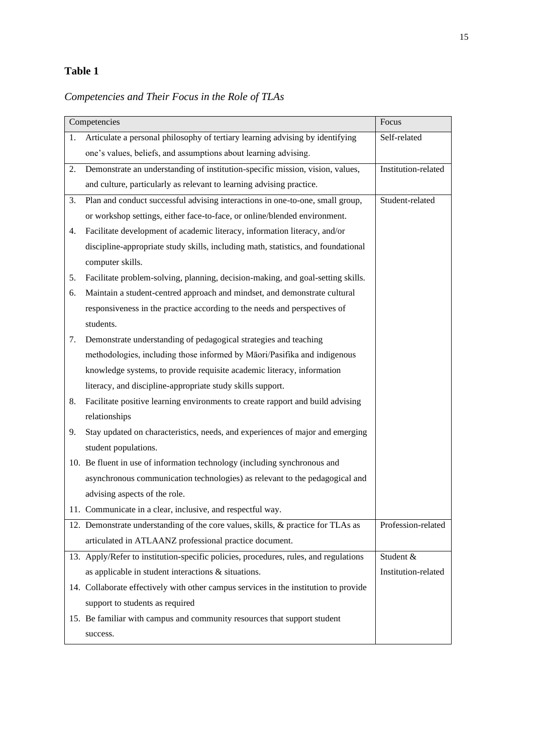**Table 1**

*Competencies and Their Focus in the Role of TLAs*

| Competencies | Focus |
|---|---|
| 1. Articulate a personal philosophy of tertiary learning advising by identifying one's values, beliefs, and assumptions about learning advising. | Self-related |
| 2. Demonstrate an understanding of institution-specific mission, vision, values, and culture, particularly as relevant to learning advising practice. | Institution-related |
| 3. Plan and conduct successful advising interactions in one-to-one, small group, or workshop settings, either face-to-face, or online/blended environment.<br>4. Facilitate development of academic literacy, information literacy, and/or discipline-appropriate study skills, including math, statistics, and foundational computer skills.<br>5. Facilitate problem-solving, planning, decision-making, and goal-setting skills.<br>6. Maintain a student-centred approach and mindset, and demonstrate cultural responsiveness in the practice according to the needs and perspectives of students.<br>7. Demonstrate understanding of pedagogical strategies and teaching methodologies, including those informed by Māori/Pasifika and indigenous knowledge systems, to provide requisite academic literacy, information literacy, and discipline-appropriate study skills support.<br>8. Facilitate positive learning environments to create rapport and build advising relationships<br>9. Stay updated on characteristics, needs, and experiences of major and emerging student populations.<br>10. Be fluent in use of information technology (including synchronous and asynchronous communication technologies) as relevant to the pedagogical and advising aspects of the role.<br>11. Communicate in a clear, inclusive, and respectful way. | Student-related |
| 12. Demonstrate understanding of the core values, skills, & practice for TLAs as articulated in ATLAANZ professional practice document. | Profession-related |
| 13. Apply/Refer to institution-specific policies, procedures, rules, and regulations as applicable in student interactions & situations.<br>14. Collaborate effectively with other campus services in the institution to provide support to students as required<br>15. Be familiar with campus and community resources that support student success. | Student & Institution-related |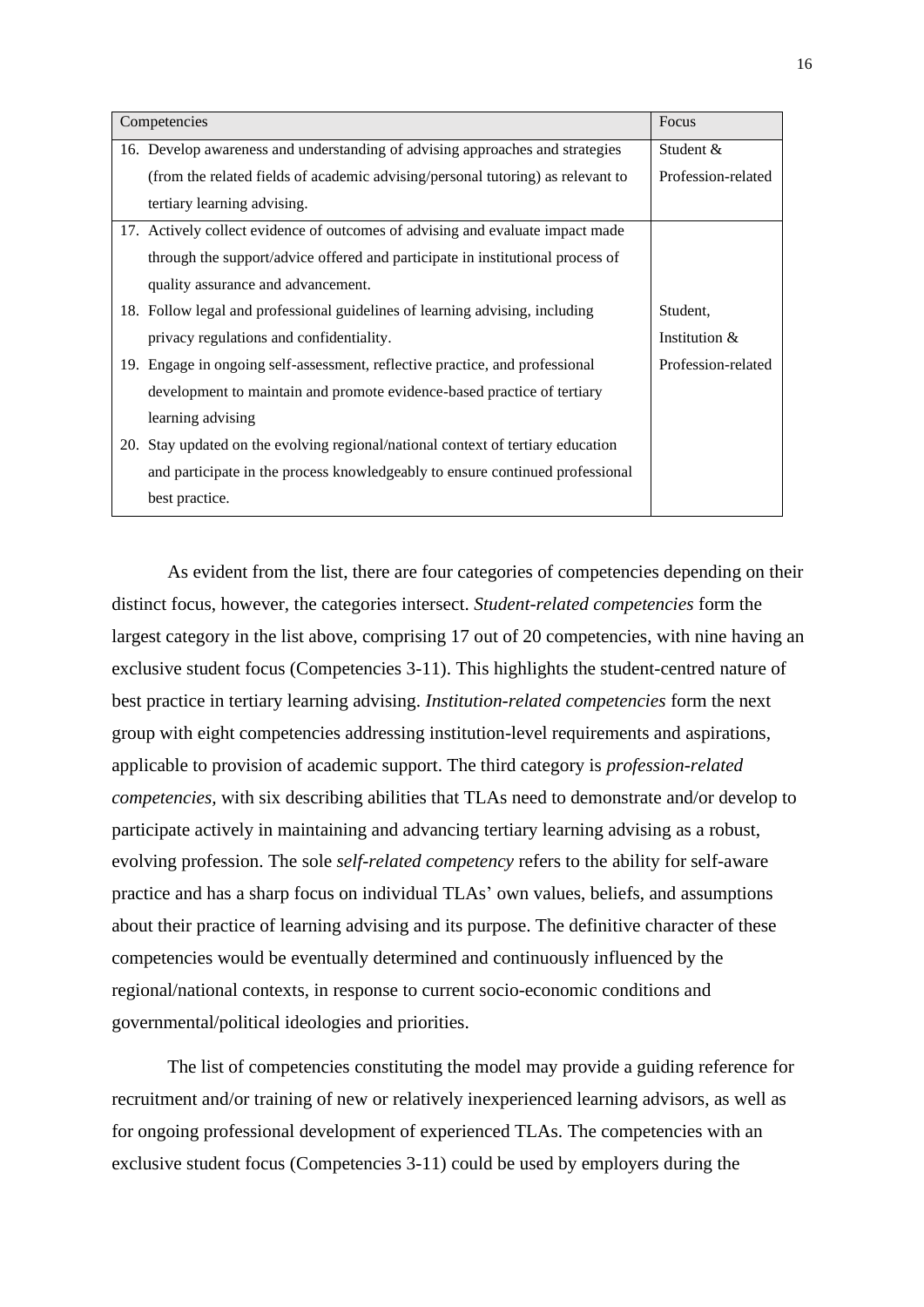| Competencies | Focus |
|---|---|
| 16. Develop awareness and understanding of advising approaches and strategies (from the related fields of academic advising/personal tutoring) as relevant to tertiary learning advising. | Student & Profession-related |
| 17. Actively collect evidence of outcomes of advising and evaluate impact made through the support/advice offered and participate in institutional process of quality assurance and advancement.<br>18. Follow legal and professional guidelines of learning advising, including privacy regulations and confidentiality.<br>19. Engage in ongoing self-assessment, reflective practice, and professional development to maintain and promote evidence-based practice of tertiary learning advising<br>20. Stay updated on the evolving regional/national context of tertiary education and participate in the process knowledgeably to ensure continued professional best practice. | Student, Institution & Profession-related |

As evident from the list, there are four categories of competencies depending on their distinct focus, however, the categories intersect. *Student-related competencies* form the largest category in the list above, comprising 17 out of 20 competencies, with nine having an exclusive student focus (Competencies 3-11). This highlights the student-centred nature of best practice in tertiary learning advising. *Institution-related competencies* form the next group with eight competencies addressing institution-level requirements and aspirations, applicable to provision of academic support. The third category is *profession-related competencies*, with six describing abilities that TLAs need to demonstrate and/or develop to participate actively in maintaining and advancing tertiary learning advising as a robust, evolving profession. The sole *self-related competency* refers to the ability for self-aware practice and has a sharp focus on individual TLAs' own values, beliefs, and assumptions about their practice of learning advising and its purpose. The definitive character of these competencies would be eventually determined and continuously influenced by the regional/national contexts, in response to current socio-economic conditions and governmental/political ideologies and priorities.

The list of competencies constituting the model may provide a guiding reference for recruitment and/or training of new or relatively inexperienced learning advisors, as well as for ongoing professional development of experienced TLAs. The competencies with an exclusive student focus (Competencies 3-11) could be used by employers during the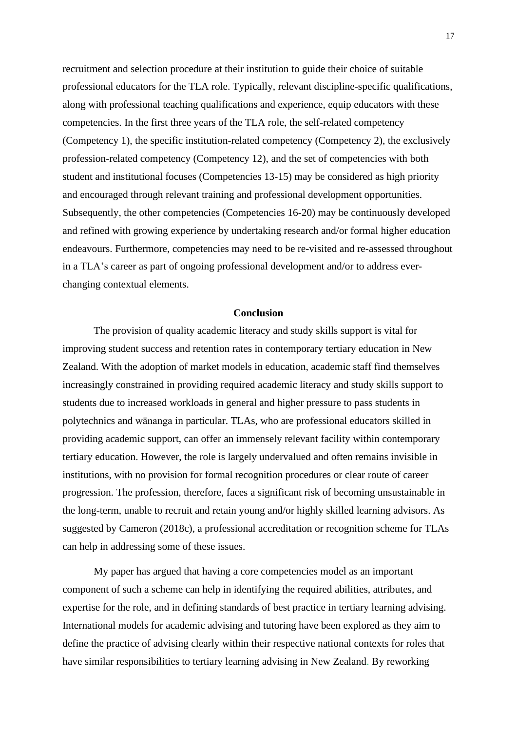recruitment and selection procedure at their institution to guide their choice of suitable professional educators for the TLA role. Typically, relevant discipline-specific qualifications, along with professional teaching qualifications and experience, equip educators with these competencies. In the first three years of the TLA role, the self-related competency (Competency 1), the specific institution-related competency (Competency 2), the exclusively profession-related competency (Competency 12), and the set of competencies with both student and institutional focuses (Competencies 13-15) may be considered as high priority and encouraged through relevant training and professional development opportunities. Subsequently, the other competencies (Competencies 16-20) may be continuously developed and refined with growing experience by undertaking research and/or formal higher education endeavours. Furthermore, competencies may need to be re-visited and re-assessed throughout in a TLA's career as part of ongoing professional development and/or to address ever-changing contextual elements.

## Conclusion

The provision of quality academic literacy and study skills support is vital for improving student success and retention rates in contemporary tertiary education in New Zealand. With the adoption of market models in education, academic staff find themselves increasingly constrained in providing required academic literacy and study skills support to students due to increased workloads in general and higher pressure to pass students in polytechnics and wānanga in particular. TLAs, who are professional educators skilled in providing academic support, can offer an immensely relevant facility within contemporary tertiary education. However, the role is largely undervalued and often remains invisible in institutions, with no provision for formal recognition procedures or clear route of career progression. The profession, therefore, faces a significant risk of becoming unsustainable in the long-term, unable to recruit and retain young and/or highly skilled learning advisors. As suggested by Cameron (2018c), a professional accreditation or recognition scheme for TLAs can help in addressing some of these issues.

My paper has argued that having a core competencies model as an important component of such a scheme can help in identifying the required abilities, attributes, and expertise for the role, and in defining standards of best practice in tertiary learning advising. International models for academic advising and tutoring have been explored as they aim to define the practice of advising clearly within their respective national contexts for roles that have similar responsibilities to tertiary learning advising in New Zealand. By reworking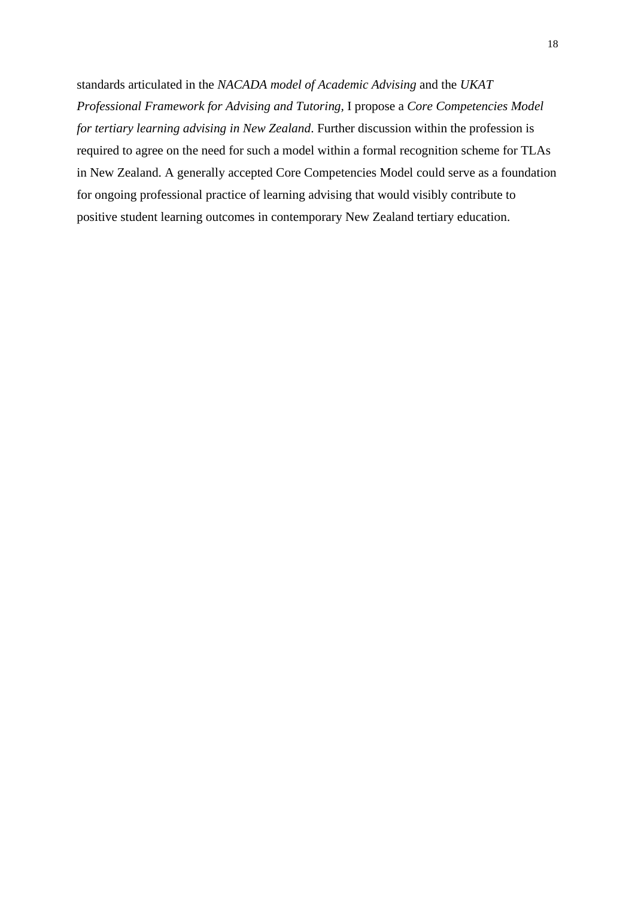standards articulated in the *NACADA model of Academic Advising* and the *UKAT Professional Framework for Advising and Tutoring*, I propose a *Core Competencies Model for tertiary learning advising in New Zealand*. Further discussion within the profession is required to agree on the need for such a model within a formal recognition scheme for TLAs in New Zealand. A generally accepted Core Competencies Model could serve as a foundation for ongoing professional practice of learning advising that would visibly contribute to positive student learning outcomes in contemporary New Zealand tertiary education.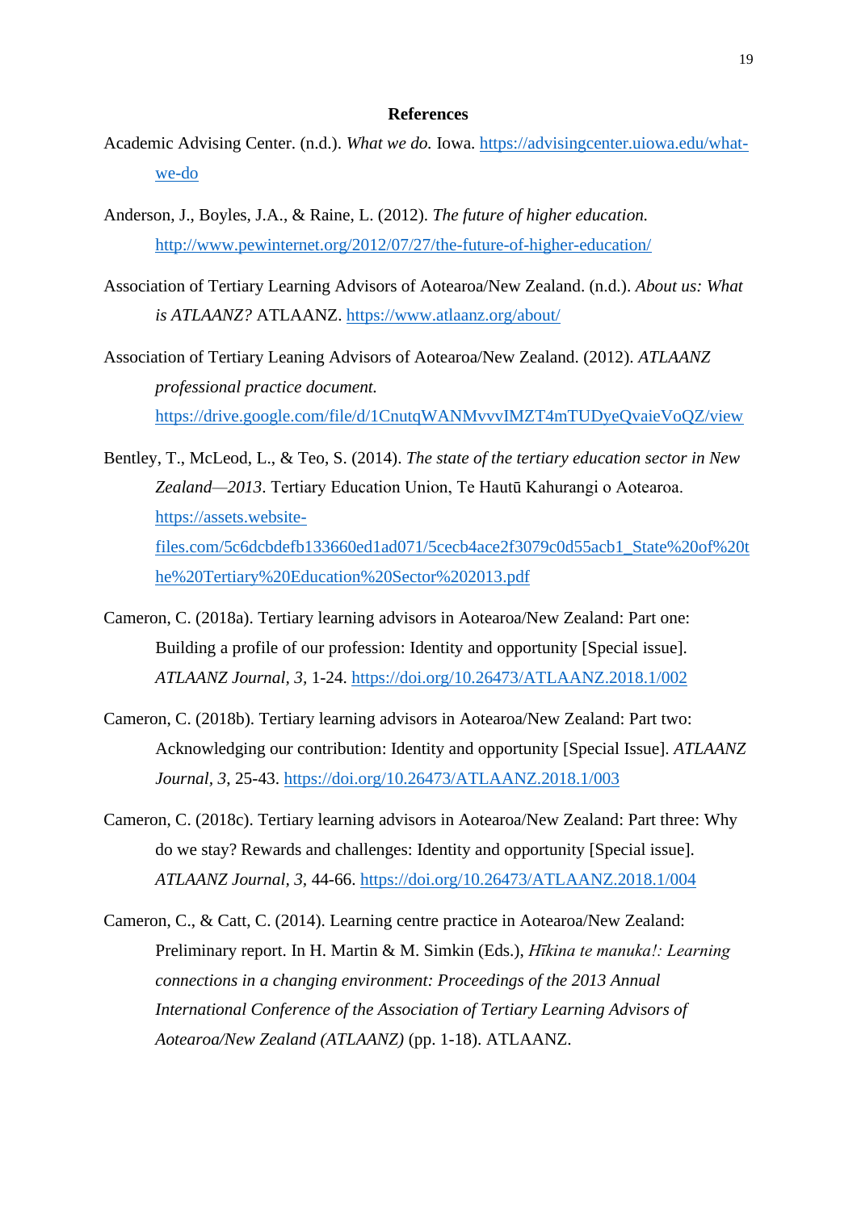## References

Academic Advising Center. (n.d.). *What we do.* Iowa. https://advisingcenter.uiowa.edu/what-we-do

Anderson, J., Boyles, J.A., & Raine, L. (2012). *The future of higher education.* http://www.pewinternet.org/2012/07/27/the-future-of-higher-education/

Association of Tertiary Learning Advisors of Aotearoa/New Zealand. (n.d.). *About us: What is ATLAANZ?* ATLAANZ. https://www.atlaanz.org/about/

Association of Tertiary Leaning Advisors of Aotearoa/New Zealand. (2012). *ATLAANZ professional practice document.* https://drive.google.com/file/d/1CnutqWANMvvvIMZT4mTUDyeQvaieVoQZ/view

Bentley, T., McLeod, L., & Teo, S. (2014). *The state of the tertiary education sector in New Zealand—2013*. Tertiary Education Union, Te Hautū Kahurangi o Aotearoa. https://assets.website-files.com/5c6dcbdefb133660ed1ad071/5cecb4ace2f3079c0d55acb1_State%20of%20the%20Tertiary%20Education%20Sector%202013.pdf

Cameron, C. (2018a). Tertiary learning advisors in Aotearoa/New Zealand: Part one: Building a profile of our profession: Identity and opportunity [Special issue]. *ATLAANZ Journal*, *3*, 1-24. https://doi.org/10.26473/ATLAANZ.2018.1/002

Cameron, C. (2018b). Tertiary learning advisors in Aotearoa/New Zealand: Part two: Acknowledging our contribution: Identity and opportunity [Special Issue]. *ATLAANZ Journal*, *3*, 25-43. https://doi.org/10.26473/ATLAANZ.2018.1/003

Cameron, C. (2018c). Tertiary learning advisors in Aotearoa/New Zealand: Part three: Why do we stay? Rewards and challenges: Identity and opportunity [Special issue]. *ATLAANZ Journal*, *3*, 44-66. https://doi.org/10.26473/ATLAANZ.2018.1/004

Cameron, C., & Catt, C. (2014). Learning centre practice in Aotearoa/New Zealand: Preliminary report. In H. Martin & M. Simkin (Eds.), *Hīkina te manuka!: Learning connections in a changing environment: Proceedings of the 2013 Annual International Conference of the Association of Tertiary Learning Advisors of Aotearoa/New Zealand (ATLAANZ)* (pp. 1-18). ATLAANZ.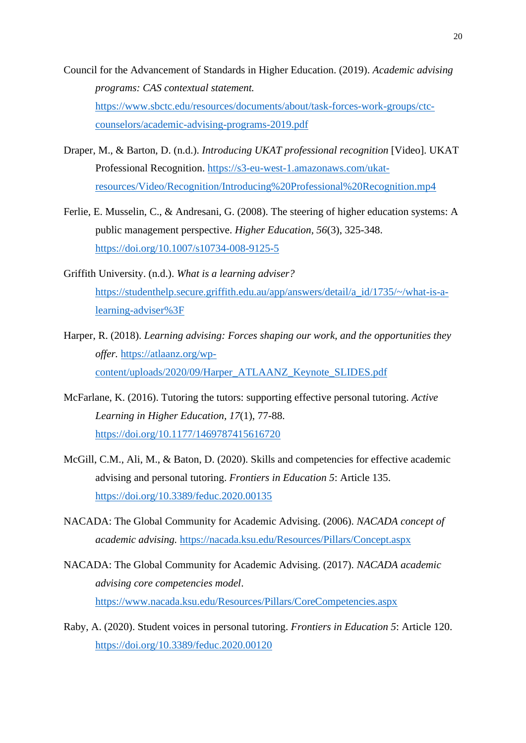Council for the Advancement of Standards in Higher Education. (2019). *Academic advising programs: CAS contextual statement.* https://www.sbctc.edu/resources/documents/about/task-forces-work-groups/ctc-counselors/academic-advising-programs-2019.pdf

Draper, M., & Barton, D. (n.d.). *Introducing UKAT professional recognition* [Video]. UKAT Professional Recognition. https://s3-eu-west-1.amazonaws.com/ukat-resources/Video/Recognition/Introducing%20Professional%20Recognition.mp4

Ferlie, E. Musselin, C., & Andresani, G. (2008). The steering of higher education systems: A public management perspective. *Higher Education, 56*(3), 325-348. https://doi.org/10.1007/s10734-008-9125-5

Griffith University. (n.d.). *What is a learning adviser?* https://studenthelp.secure.griffith.edu.au/app/answers/detail/a_id/1735/~/what-is-a-learning-adviser%3F

Harper, R. (2018). *Learning advising: Forces shaping our work, and the opportunities they offer.* https://atlaanz.org/wp-content/uploads/2020/09/Harper_ATLAANZ_Keynote_SLIDES.pdf

McFarlane, K. (2016). Tutoring the tutors: supporting effective personal tutoring. *Active Learning in Higher Education, 17*(1), 77-88. https://doi.org/10.1177/1469787415616720

McGill, C.M., Ali, M., & Baton, D. (2020). Skills and competencies for effective academic advising and personal tutoring. *Frontiers in Education 5*: Article 135. https://doi.org/10.3389/feduc.2020.00135

NACADA: The Global Community for Academic Advising. (2006). *NACADA concept of academic advising.* https://nacada.ksu.edu/Resources/Pillars/Concept.aspx

NACADA: The Global Community for Academic Advising. (2017). *NACADA academic advising core competencies model*. https://www.nacada.ksu.edu/Resources/Pillars/CoreCompetencies.aspx

Raby, A. (2020). Student voices in personal tutoring. *Frontiers in Education 5*: Article 120. https://doi.org/10.3389/feduc.2020.00120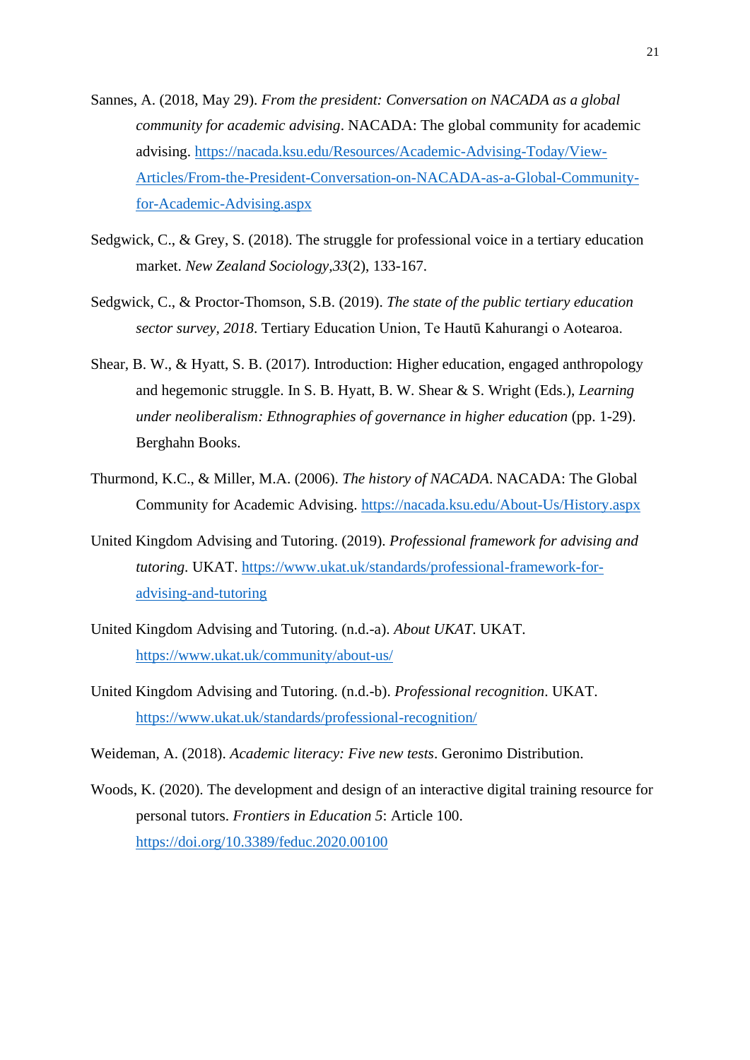Sannes, A. (2018, May 29). *From the president: Conversation on NACADA as a global community for academic advising*. NACADA: The global community for academic advising. https://nacada.ksu.edu/Resources/Academic-Advising-Today/View-Articles/From-the-President-Conversation-on-NACADA-as-a-Global-Community-for-Academic-Advising.aspx

Sedgwick, C., & Grey, S. (2018). The struggle for professional voice in a tertiary education market. *New Zealand Sociology,33*(2), 133-167.

Sedgwick, C., & Proctor-Thomson, S.B. (2019). *The state of the public tertiary education sector survey, 2018*. Tertiary Education Union, Te Hautū Kahurangi o Aotearoa.

Shear, B. W., & Hyatt, S. B. (2017). Introduction: Higher education, engaged anthropology and hegemonic struggle. In S. B. Hyatt, B. W. Shear & S. Wright (Eds.), *Learning under neoliberalism: Ethnographies of governance in higher education* (pp. 1-29). Berghahn Books.

Thurmond, K.C., & Miller, M.A. (2006). *The history of NACADA*. NACADA: The Global Community for Academic Advising. https://nacada.ksu.edu/About-Us/History.aspx

United Kingdom Advising and Tutoring. (2019). *Professional framework for advising and tutoring*. UKAT. https://www.ukat.uk/standards/professional-framework-for-advising-and-tutoring

United Kingdom Advising and Tutoring. (n.d.-a). *About UKAT*. UKAT. https://www.ukat.uk/community/about-us/

United Kingdom Advising and Tutoring. (n.d.-b). *Professional recognition*. UKAT. https://www.ukat.uk/standards/professional-recognition/

Weideman, A. (2018). *Academic literacy: Five new tests*. Geronimo Distribution.

Woods, K. (2020). The development and design of an interactive digital training resource for personal tutors. *Frontiers in Education 5*: Article 100. https://doi.org/10.3389/feduc.2020.00100